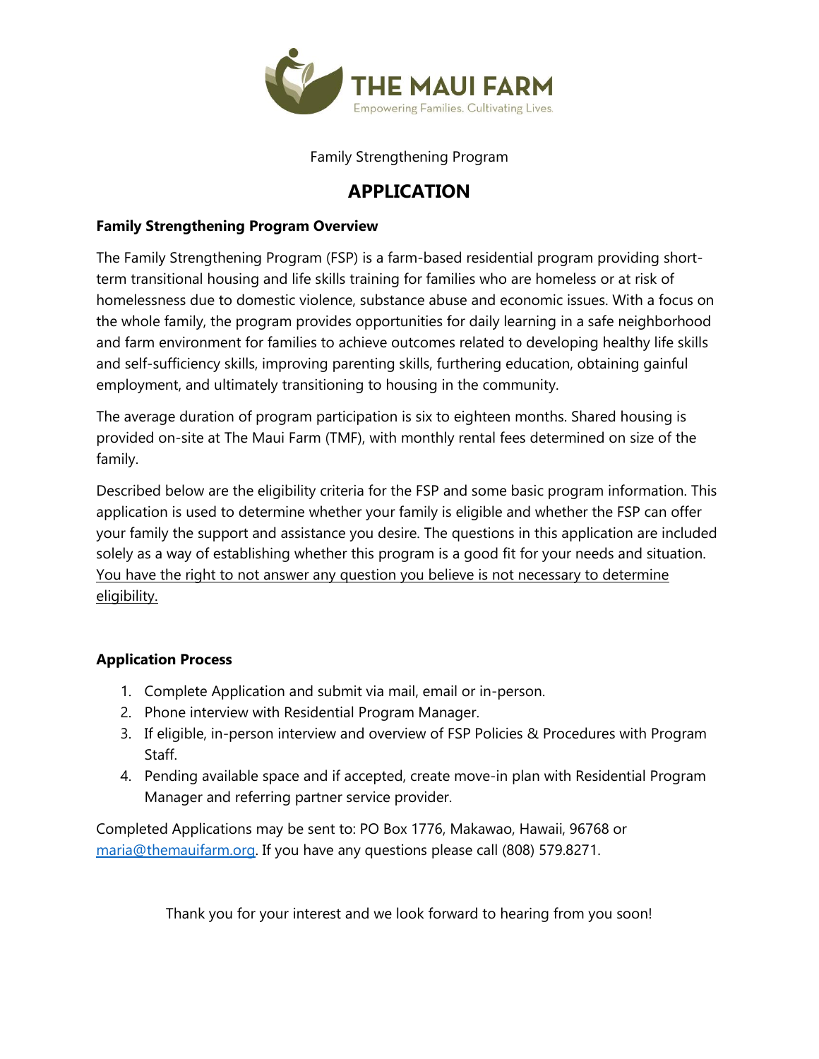THE MAUI FARM

Empowering Families. Cultivating Lives.

Family Strengthening Program

# APPLICATION

**Family Strengthening Program Overview**

The Family Strengthening Program (FSP) is a farm-based residential program providing short-term transitional housing and life skills training for families who are homeless or at risk of homelessness due to domestic violence, substance abuse and economic issues. With a focus on the whole family, the program provides opportunities for daily learning in a safe neighborhood and farm environment for families to achieve outcomes related to developing healthy life skills and self-sufficiency skills, improving parenting skills, furthering education, obtaining gainful employment, and ultimately transitioning to housing in the community.

The average duration of program participation is six to eighteen months. Shared housing is provided on-site at The Maui Farm (TMF), with monthly rental fees determined on size of the family.

Described below are the eligibility criteria for the FSP and some basic program information. This application is used to determine whether your family is eligible and whether the FSP can offer your family the support and assistance you desire. The questions in this application are included solely as a way of establishing whether this program is a good fit for your needs and situation. <u>You have the right to not answer any question you believe is not necessary to determine eligibility.</u>

**Application Process**

1. Complete Application and submit via mail, email or in-person.
2. Phone interview with Residential Program Manager.
3. If eligible, in-person interview and overview of FSP Policies & Procedures with Program Staff.
4. Pending available space and if accepted, create move-in plan with Residential Program Manager and referring partner service provider.

Completed Applications may be sent to: PO Box 1776, Makawao, Hawaii, 96768 or maria@themauifarm.org. If you have any questions please call (808) 579.8271.

Thank you for your interest and we look forward to hearing from you soon!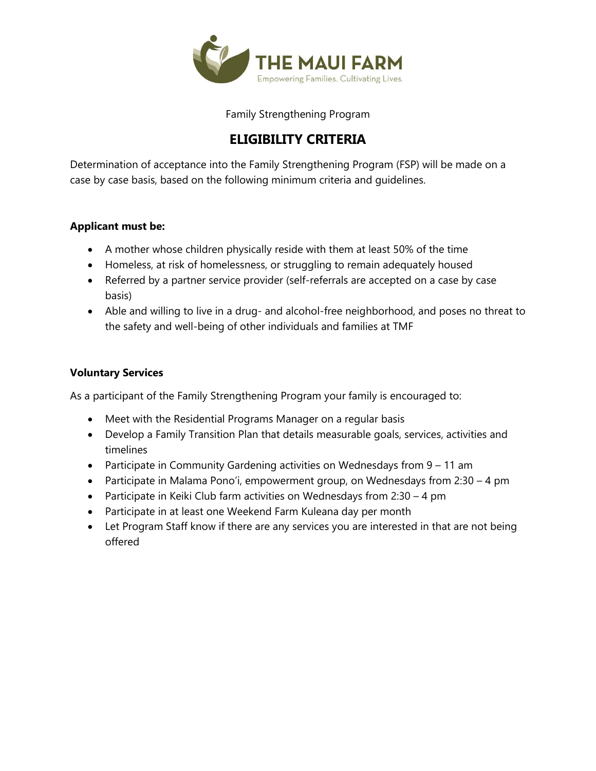Family Strengthening Program

# ELIGIBILITY CRITERIA

Determination of acceptance into the Family Strengthening Program (FSP) will be made on a case by case basis, based on the following minimum criteria and guidelines.

**Applicant must be:**

- A mother whose children physically reside with them at least 50% of the time
- Homeless, at risk of homelessness, or struggling to remain adequately housed
- Referred by a partner service provider (self-referrals are accepted on a case by case basis)
- Able and willing to live in a drug- and alcohol-free neighborhood, and poses no threat to the safety and well-being of other individuals and families at TMF

**Voluntary Services**

As a participant of the Family Strengthening Program your family is encouraged to:

- Meet with the Residential Programs Manager on a regular basis
- Develop a Family Transition Plan that details measurable goals, services, activities and timelines
- Participate in Community Gardening activities on Wednesdays from 9 – 11 am
- Participate in Malama Pono'i, empowerment group, on Wednesdays from 2:30 – 4 pm
- Participate in Keiki Club farm activities on Wednesdays from 2:30 – 4 pm
- Participate in at least one Weekend Farm Kuleana day per month
- Let Program Staff know if there are any services you are interested in that are not being offered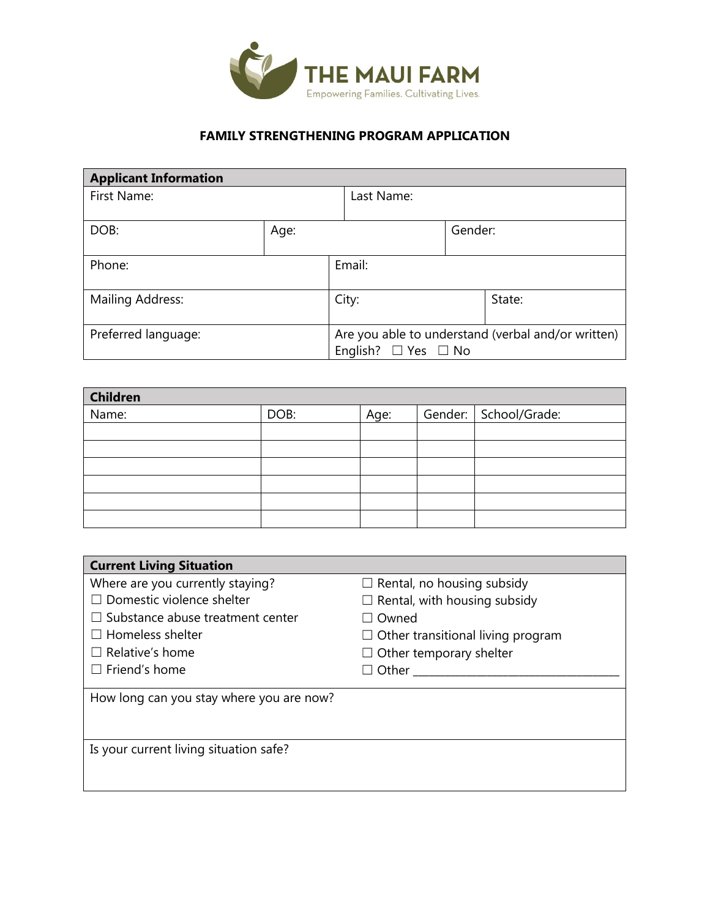THE MAUI FARM
Empowering Families. Cultivating Lives.

# FAMILY STRENGTHENING PROGRAM APPLICATION

| **Applicant Information** | | | |
|---|---|---|---|
| First Name: | | Last Name: | |
| DOB: | Age: | Gender: | |
| Phone: | Email: | | |
| Mailing Address: | City: | State: | |
| Preferred language: | Are you able to understand (verbal and/or written) English? ☐ Yes ☐ No | | |

| **Children** | | | | |
|---|---|---|---|---|
| Name: | DOB: | Age: | Gender: | School/Grade: |
| | | | | |
| | | | | |
| | | | | |
| | | | | |
| | | | | |
| | | | | |

| **Current Living Situation** | |
|---|---|
| Where are you currently staying?<br>☐ Domestic violence shelter<br>☐ Substance abuse treatment center<br>☐ Homeless shelter<br>☐ Relative's home<br>☐ Friend's home | ☐ Rental, no housing subsidy<br>☐ Rental, with housing subsidy<br>☐ Owned<br>☐ Other transitional living program<br>☐ Other temporary shelter<br>☐ Other ___________________________________ |
| How long can you stay where you are now? | |
| Is your current living situation safe? | |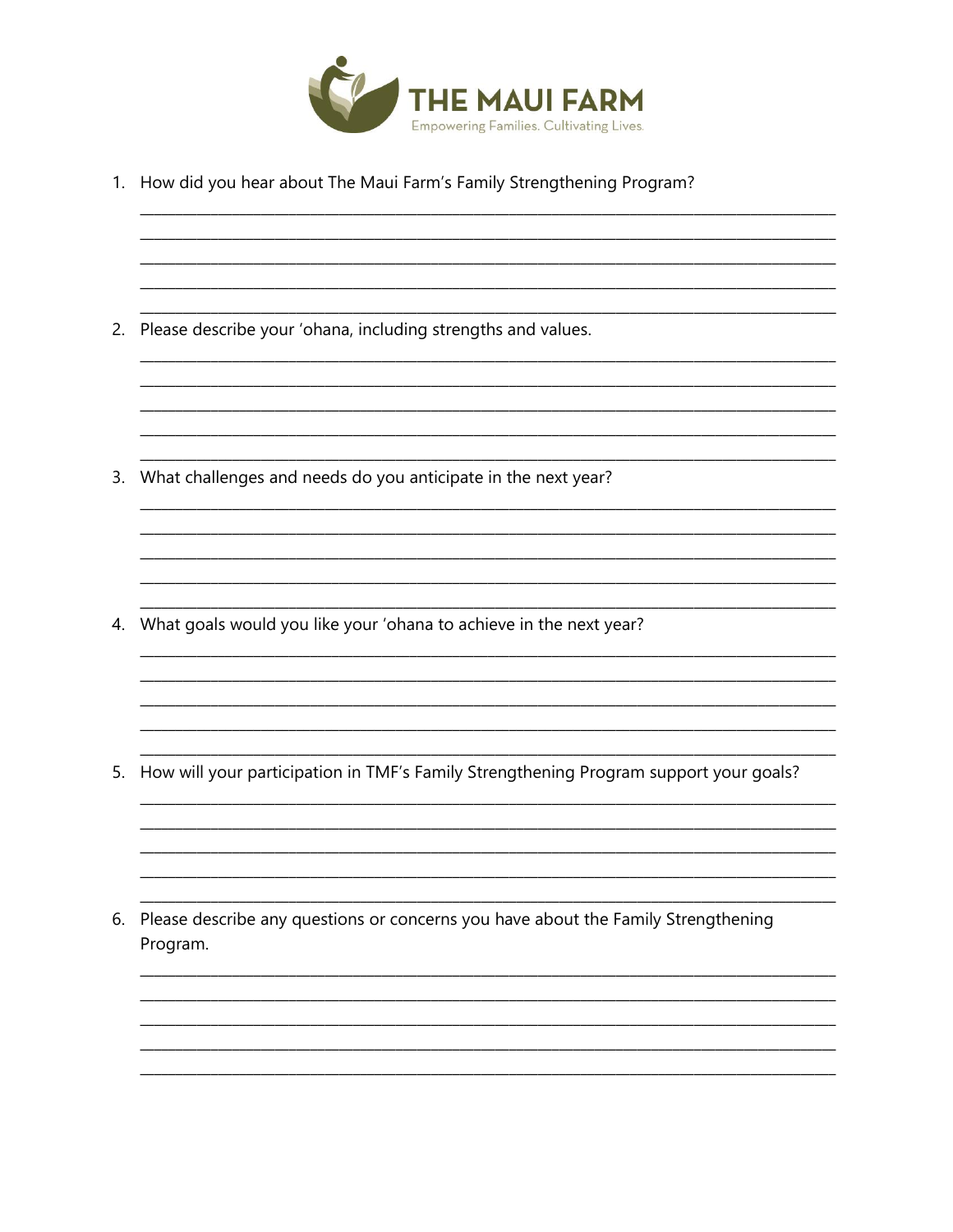THE MAUI FARM

Empowering Families. Cultivating Lives.

1. How did you hear about The Maui Farm's Family Strengthening Program?

2. Please describe your 'ohana, including strengths and values.

3. What challenges and needs do you anticipate in the next year?

4. What goals would you like your 'ohana to achieve in the next year?

5. How will your participation in TMF's Family Strengthening Program support your goals?

6. Please describe any questions or concerns you have about the Family Strengthening Program.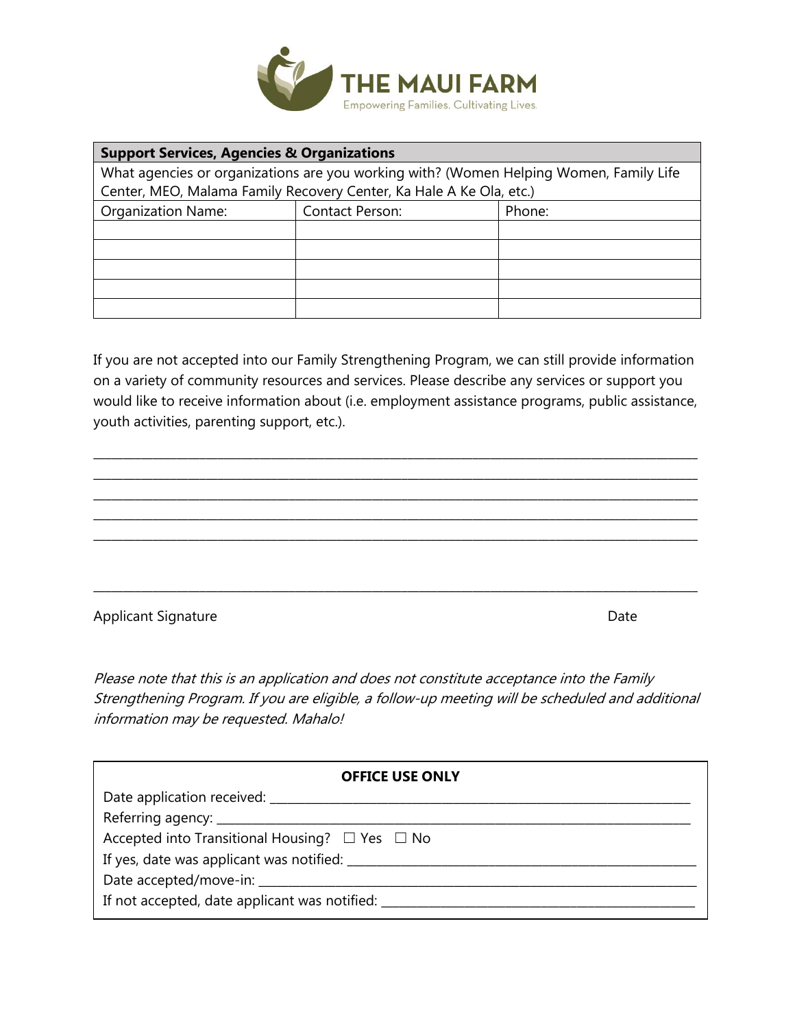THE MAUI FARM

Empowering Families. Cultivating Lives.

| **Support Services, Agencies & Organizations** | | |
|---|---|---|
| What agencies or organizations are you working with? (Women Helping Women, Family Life Center, MEO, Malama Family Recovery Center, Ka Hale A Ke Ola, etc.) | | |
| Organization Name: | Contact Person: | Phone: |
| | | |
| | | |
| | | |
| | | |
| | | |

If you are not accepted into our Family Strengthening Program, we can still provide information on a variety of community resources and services. Please describe any services or support you would like to receive information about (i.e. employment assistance programs, public assistance, youth activities, parenting support, etc.).

______________________________________________________________________________

______________________________________________________________________________

______________________________________________________________________________

______________________________________________________________________________

______________________________________________________________________________

______________________________________________________________________________

Applicant Signature                                                                                          Date

*Please note that this is an application and does not constitute acceptance into the Family Strengthening Program. If you are eligible, a follow-up meeting will be scheduled and additional information may be requested. Mahalo!*

**OFFICE USE ONLY**

Date application received: ____________________________________________

Referring agency: ____________________________________________

Accepted into Transitional Housing? ☐ Yes ☐ No

If yes, date was applicant was notified: ____________________________________________

Date accepted/move-in: ____________________________________________

If not accepted, date applicant was notified: ____________________________________________